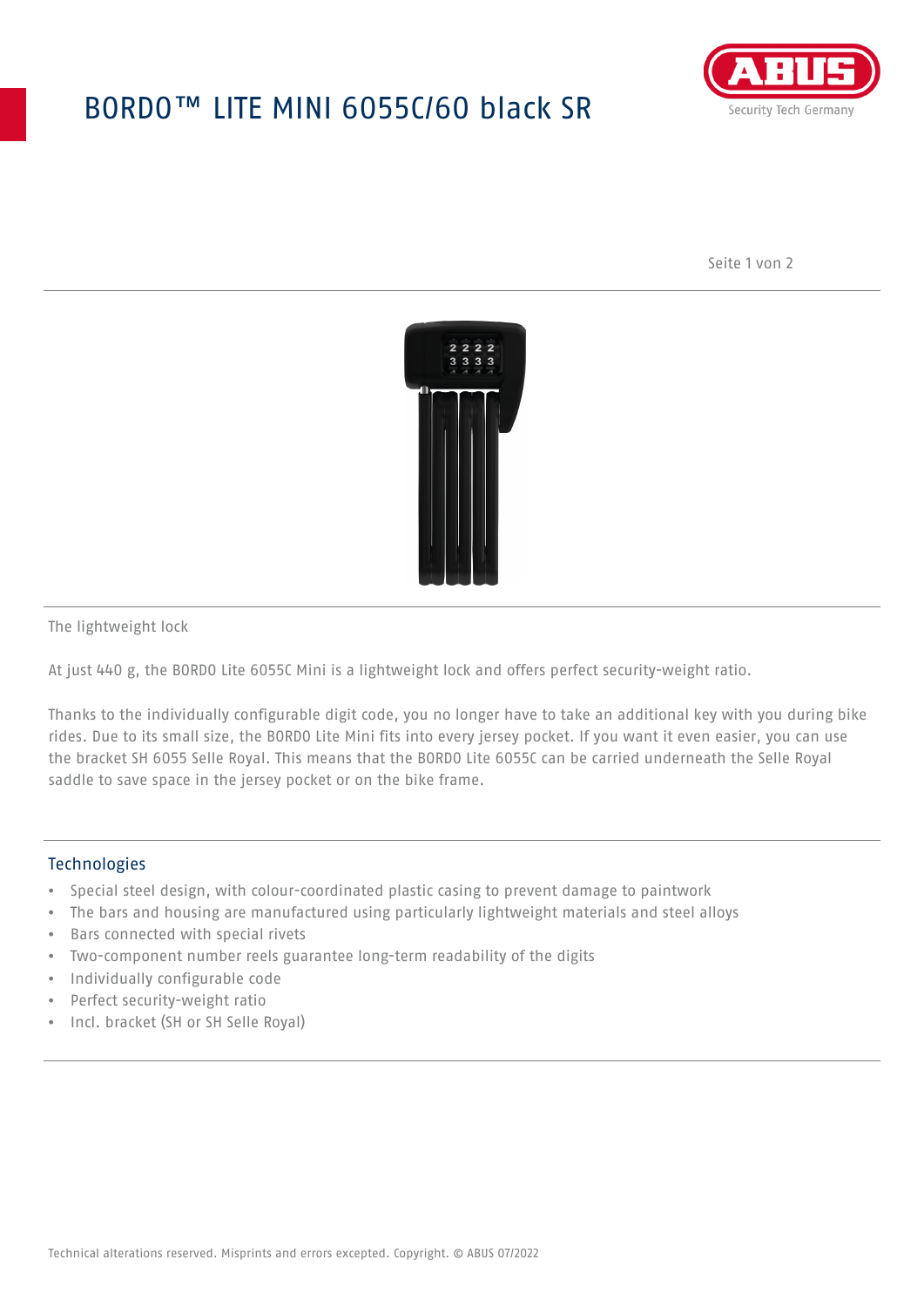# BORDO™ LITE MINI 6055C/60 black SR

The lightweight lock

At just 440 g, the BORDO Lite 6055C Mini is a lightweight lock and offers perfect security-weight ratio.

Thanks to the individually configurable digit code, you no longer have to take an additional key with you during bike rides. Due to its small size, the BORDO Lite Mini fits into every jersey pocket. If you want it even easier, you can use the bracket SH 6055 Selle Royal. This means that the BORDO Lite 6055C can be carried underneath the Selle Royal saddle to save space in the jersey pocket or on the bike frame.

## Technologies

- Special steel design, with colour-coordinated plastic casing to prevent damage to paintwork
- The bars and housing are manufactured using particularly lightweight materials and steel alloys
- Bars connected with special rivets
- Two-component number reels guarantee long-term readability of the digits
- Individually configurable code
- Perfect security-weight ratio
- Incl. bracket (SH or SH Selle Royal)

Technical alterations reserved. Misprints and errors excepted. Copyright. © ABUS 07/2022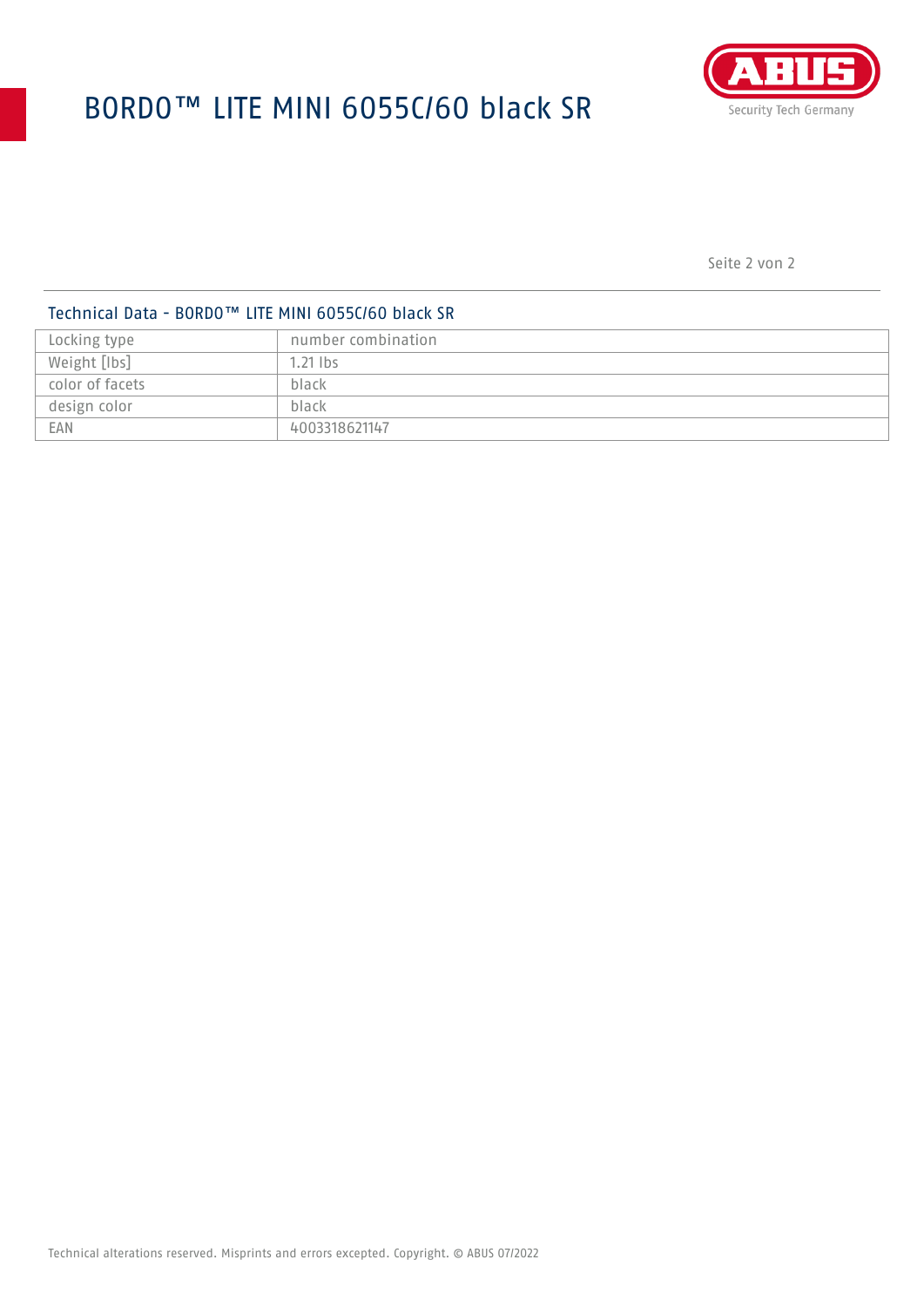# BORDO™ LITE MINI 6055C/60 black SR

## Technical Data - BORDO™ LITE MINI 6055C/60 black SR

| | |
|---|---|
| Locking type | number combination |
| Weight [lbs] | 1.21 lbs |
| color of facets | black |
| design color | black |
| EAN | 4003318621147 |

Technical alterations reserved. Misprints and errors excepted. Copyright. © ABUS 07/2022